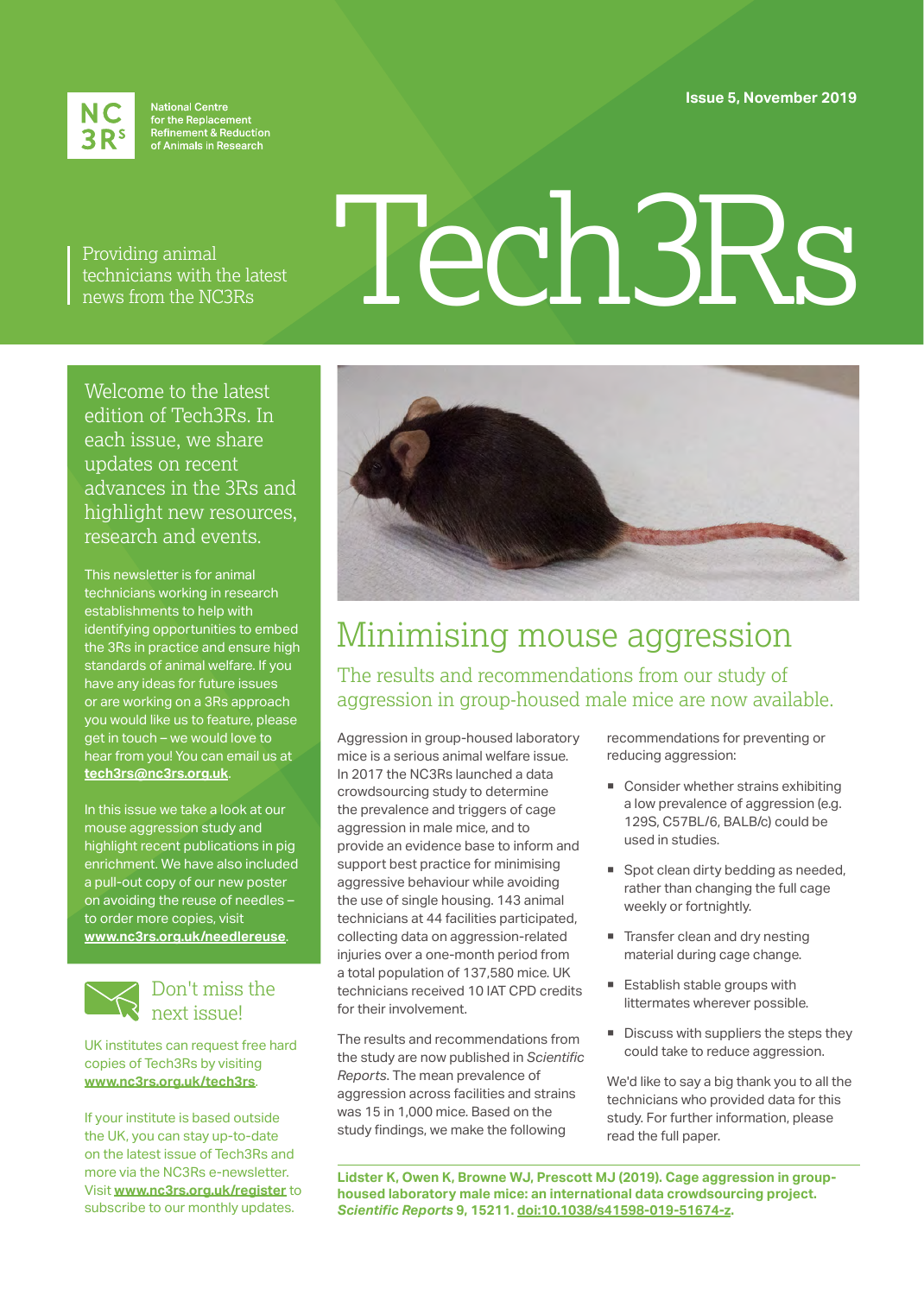National Centre for the Replacement Refinement & Reduction of Animals in Research

Issue 5, November 2019

Providing animal technicians with the latest news from the NC3Rs

# Tech3Rs

Welcome to the latest edition of Tech3Rs. In each issue, we share updates on recent advances in the 3Rs and highlight new resources, research and events.

This newsletter is for animal technicians working in research establishments to help with identifying opportunities to embed the 3Rs in practice and ensure high standards of animal welfare. If you have any ideas for future issues or are working on a 3Rs approach you would like us to feature, please get in touch – we would love to hear from you! You can email us at **tech3rs@nc3rs.org.uk**.

In this issue we take a look at our mouse aggression study and highlight recent publications in pig enrichment. We have also included a pull-out copy of our new poster on avoiding the reuse of needles – to order more copies, visit **www.nc3rs.org.uk/needlereuse**.

## Don't miss the next issue!

UK institutes can request free hard copies of Tech3Rs by visiting **www.nc3rs.org.uk/tech3rs**.

If your institute is based outside the UK, you can stay up-to-date on the latest issue of Tech3Rs and more via the NC3Rs e-newsletter. Visit **www.nc3rs.org.uk/register** to subscribe to our monthly updates.

## Minimising mouse aggression

### The results and recommendations from our study of aggression in group-housed male mice are now available.

Aggression in group-housed laboratory mice is a serious animal welfare issue. In 2017 the NC3Rs launched a data crowdsourcing study to determine the prevalence and triggers of cage aggression in male mice, and to provide an evidence base to inform and support best practice for minimising aggressive behaviour while avoiding the use of single housing. 143 animal technicians at 44 facilities participated, collecting data on aggression-related injuries over a one-month period from a total population of 137,580 mice. UK technicians received 10 IAT CPD credits for their involvement.

The results and recommendations from the study are now published in *Scientific Reports*. The mean prevalence of aggression across facilities and strains was 15 in 1,000 mice. Based on the study findings, we make the following recommendations for preventing or reducing aggression:

- Consider whether strains exhibiting a low prevalence of aggression (e.g. 129S, C57BL/6, BALB/c) could be used in studies.
- Spot clean dirty bedding as needed, rather than changing the full cage weekly or fortnightly.
- Transfer clean and dry nesting material during cage change.
- Establish stable groups with littermates wherever possible.
- Discuss with suppliers the steps they could take to reduce aggression.

We'd like to say a big thank you to all the technicians who provided data for this study. For further information, please read the full paper.

**Lidster K, Owen K, Browne WJ, Prescott MJ (2019). Cage aggression in group-housed laboratory male mice: an international data crowdsourcing project. *Scientific Reports* 9, 15211. doi:10.1038/s41598-019-51674-z.**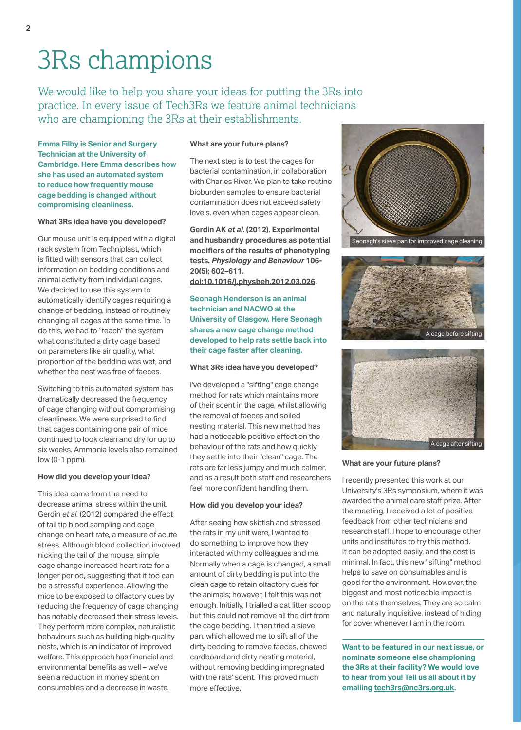# 3Rs champions

We would like to help you share your ideas for putting the 3Rs into practice. In every issue of Tech3Rs we feature animal technicians who are championing the 3Rs at their establishments.

**Emma Filby is Senior and Surgery Technician at the University of Cambridge. Here Emma describes how she has used an automated system to reduce how frequently mouse cage bedding is changed without compromising cleanliness.**

### What 3Rs idea have you developed?

Our mouse unit is equipped with a digital rack system from Techniplast, which is fitted with sensors that can collect information on bedding conditions and animal activity from individual cages. We decided to use this system to automatically identify cages requiring a change of bedding, instead of routinely changing all cages at the same time. To do this, we had to "teach" the system what constituted a dirty cage based on parameters like air quality, what proportion of the bedding was wet, and whether the nest was free of faeces.

Switching to this automated system has dramatically decreased the frequency of cage changing without compromising cleanliness. We were surprised to find that cages containing one pair of mice continued to look clean and dry for up to six weeks. Ammonia levels also remained low (0-1 ppm).

### How did you develop your idea?

This idea came from the need to decrease animal stress within the unit. Gerdin *et al.* (2012) compared the effect of tail tip blood sampling and cage change on heart rate, a measure of acute stress. Although blood collection involved nicking the tail of the mouse, simple cage change increased heart rate for a longer period, suggesting that it too can be a stressful experience. Allowing the mice to be exposed to olfactory cues by reducing the frequency of cage changing has notably decreased their stress levels. They perform more complex, naturalistic behaviours such as building high-quality nests, which is an indicator of improved welfare. This approach has financial and environmental benefits as well – we've seen a reduction in money spent on consumables and a decrease in waste.

### What are your future plans?

The next step is to test the cages for bacterial contamination, in collaboration with Charles River. We plan to take routine bioburden samples to ensure bacterial contamination does not exceed safety levels, even when cages appear clean.

**Gerdin AK *et al.* (2012). Experimental and husbandry procedures as potential modifiers of the results of phenotyping tests. *Physiology and Behaviour* 106-20(5): 602–611. doi:10.1016/j.physbeh.2012.03.026.**

**Seonagh Henderson is an animal technician and NACWO at the University of Glasgow. Here Seonagh shares a new cage change method developed to help rats settle back into their cage faster after cleaning.**

### What 3Rs idea have you developed?

I've developed a "sifting" cage change method for rats which maintains more of their scent in the cage, whilst allowing the removal of faeces and soiled nesting material. This new method has had a noticeable positive effect on the behaviour of the rats and how quickly they settle into their "clean" cage. The rats are far less jumpy and much calmer, and as a result both staff and researchers feel more confident handling them.

### How did you develop your idea?

After seeing how skittish and stressed the rats in my unit were, I wanted to do something to improve how they interacted with my colleagues and me. Normally when a cage is changed, a small amount of dirty bedding is put into the clean cage to retain olfactory cues for the animals; however, I felt this was not enough. Initially, I trialled a cat litter scoop but this could not remove all the dirt from the cage bedding. I then tried a sieve pan, which allowed me to sift all of the dirty bedding to remove faeces, chewed cardboard and dirty nesting material, without removing bedding impregnated with the rats' scent. This proved much more effective.

Seonagh's sieve pan for improved cage cleaning

A cage before sifting

A cage after sifting

### What are your future plans?

I recently presented this work at our University's 3Rs symposium, where it was awarded the animal care staff prize. After the meeting, I received a lot of positive feedback from other technicians and research staff. I hope to encourage other units and institutes to try this method. It can be adopted easily, and the cost is minimal. In fact, this new "sifting" method helps to save on consumables and is good for the environment. However, the biggest and most noticeable impact is on the rats themselves. They are so calm and naturally inquisitive, instead of hiding for cover whenever I am in the room.

**Want to be featured in our next issue, or nominate someone else championing the 3Rs at their facility? We would love to hear from you! Tell us all about it by emailing tech3rs@nc3rs.org.uk.**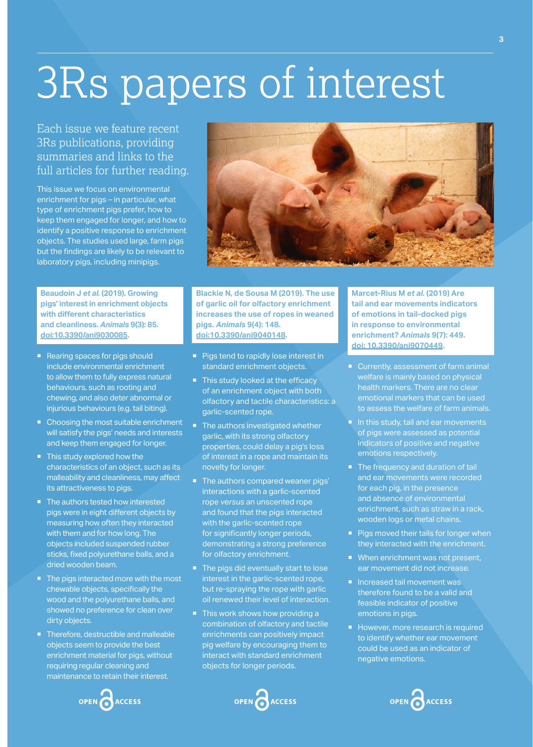# 3Rs papers of interest

Each issue we feature recent 3Rs publications, providing summaries and links to the full articles for further reading.

This issue we focus on environmental enrichment for pigs – in particular, what type of enrichment pigs prefer, how to keep them engaged for longer, and how to identify a positive response to enrichment objects. The studies used large, farm pigs but the findings are likely to be relevant to laboratory pigs, including minipigs.

**Beaudoin J *et al.* (2019). Growing pigs' interest in enrichment objects with different characteristics and cleanliness. *Animals* 9(3): 85. doi:10.3390/ani9030085.**

- Rearing spaces for pigs should include environmental enrichment to allow them to fully express natural behaviours, such as rooting and chewing, and also deter abnormal or injurious behaviours (e.g. tail biting).
- Choosing the most suitable enrichment will satisfy the pigs' needs and interests and keep them engaged for longer.
- This study explored how the characteristics of an object, such as its malleability and cleanliness, may affect its attractiveness to pigs.
- The authors tested how interested pigs were in eight different objects by measuring how often they interacted with them and for how long. The objects included suspended rubber sticks, fixed polyurethane balls, and a dried wooden beam.
- The pigs interacted more with the most chewable objects, specifically the wood and the polyurethane balls, and showed no preference for clean over dirty objects.
- Therefore, destructible and malleable objects seem to provide the best enrichment material for pigs, without requiring regular cleaning and maintenance to retain their interest.

OPEN ACCESS

**Blackie N, de Sousa M (2019). The use of garlic oil for olfactory enrichment increases the use of ropes in weaned pigs. *Animals* 9(4): 148. doi:10.3390/ani9040148.**

- Pigs tend to rapidly lose interest in standard enrichment objects.
- This study looked at the efficacy of an enrichment object with both olfactory and tactile characteristics: a garlic-scented rope.
- The authors investigated whether garlic, with its strong olfactory properties, could delay a pig's loss of interest in a rope and maintain its novelty for longer.
- The authors compared weaner pigs' interactions with a garlic-scented rope *versus* an unscented rope and found that the pigs interacted with the garlic-scented rope for significantly longer periods, demonstrating a strong preference for olfactory enrichment.
- The pigs did eventually start to lose interest in the garlic-scented rope, but re-spraying the rope with garlic oil renewed their level of interaction.
- This work shows how providing a combination of olfactory and tactile enrichments can positively impact pig welfare by encouraging them to interact with standard enrichment objects for longer periods.

OPEN ACCESS

**Marcet-Rius M *et al.* (2019) Are tail and ear movements indicators of emotions in tail-docked pigs in response to environmental enrichment? *Animals* 9(7): 449. doi: 10.3390/ani9070449.**

- Currently, assessment of farm animal welfare is mainly based on physical health markers. There are no clear emotional markers that can be used to assess the welfare of farm animals.
- In this study, tail and ear movements of pigs were assessed as potential indicators of positive and negative emotions respectively.
- The frequency and duration of tail and ear movements were recorded for each pig, in the presence and absence of environmental enrichment, such as straw in a rack, wooden logs or metal chains.
- Pigs moved their tails for longer when they interacted with the enrichment.
- When enrichment was not present, ear movement did not increase.
- Increased tail movement was therefore found to be a valid and feasible indicator of positive emotions in pigs.
- However, more research is required to identify whether ear movement could be used as an indicator of negative emotions.

OPEN ACCESS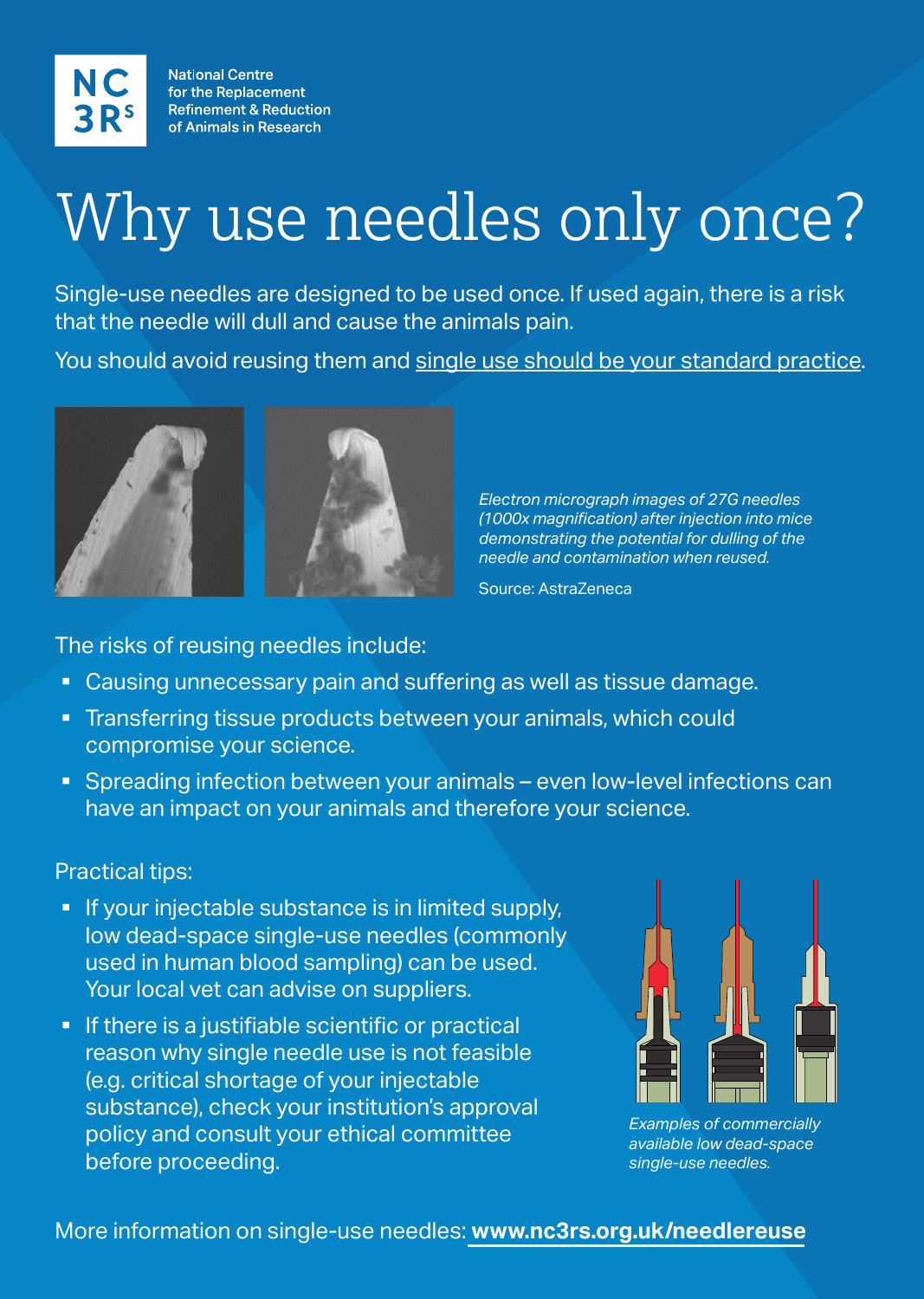National Centre for the Replacement Refinement & Reduction of Animals in Research

# Why use needles only once?

Single-use needles are designed to be used once. If used again, there is a risk that the needle will dull and cause the animals pain.

You should avoid reusing them and single use should be your standard practice.

*Electron micrograph images of 27G needles (1000x magnification) after injection into mice demonstrating the potential for dulling of the needle and contamination when reused.*

Source: AstraZeneca

The risks of reusing needles include:

- Causing unnecessary pain and suffering as well as tissue damage.
- Transferring tissue products between your animals, which could compromise your science.
- Spreading infection between your animals – even low-level infections can have an impact on your animals and therefore your science.

Practical tips:

- If your injectable substance is in limited supply, low dead-space single-use needles (commonly used in human blood sampling) can be used. Your local vet can advise on suppliers.
- If there is a justifiable scientific or practical reason why single needle use is not feasible (e.g. critical shortage of your injectable substance), check your institution's approval policy and consult your ethical committee before proceeding.

*Examples of commercially available low dead-space single-use needles.*

More information on single-use needles: **www.nc3rs.org.uk/needlereuse**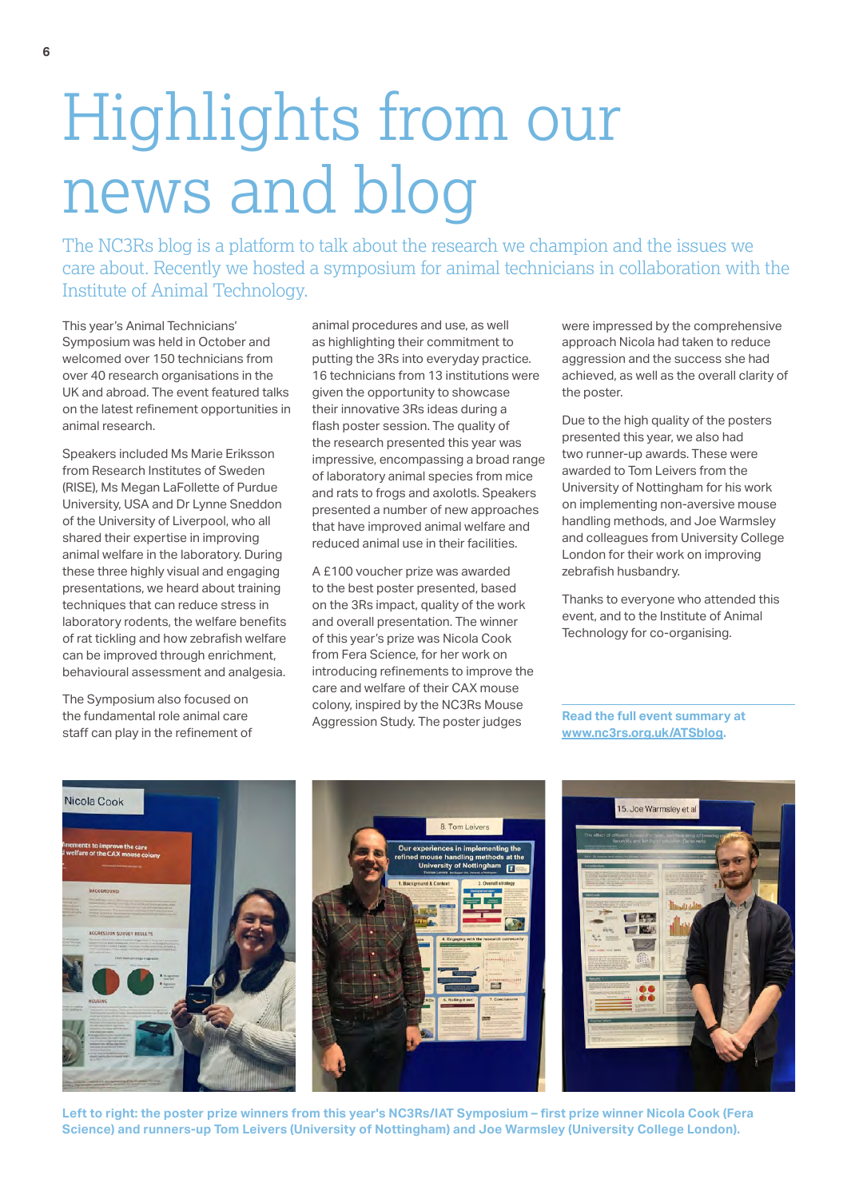# Highlights from our news and blog

The NC3Rs blog is a platform to talk about the research we champion and the issues we care about. Recently we hosted a symposium for animal technicians in collaboration with the Institute of Animal Technology.

This year's Animal Technicians' Symposium was held in October and welcomed over 150 technicians from over 40 research organisations in the UK and abroad. The event featured talks on the latest refinement opportunities in animal research.

Speakers included Ms Marie Eriksson from Research Institutes of Sweden (RISE), Ms Megan LaFollette of Purdue University, USA and Dr Lynne Sneddon of the University of Liverpool, who all shared their expertise in improving animal welfare in the laboratory. During these three highly visual and engaging presentations, we heard about training techniques that can reduce stress in laboratory rodents, the welfare benefits of rat tickling and how zebrafish welfare can be improved through enrichment, behavioural assessment and analgesia.

The Symposium also focused on the fundamental role animal care staff can play in the refinement of animal procedures and use, as well as highlighting their commitment to putting the 3Rs into everyday practice. 16 technicians from 13 institutions were given the opportunity to showcase their innovative 3Rs ideas during a flash poster session. The quality of the research presented this year was impressive, encompassing a broad range of laboratory animal species from mice and rats to frogs and axolotls. Speakers presented a number of new approaches that have improved animal welfare and reduced animal use in their facilities.

A £100 voucher prize was awarded to the best poster presented, based on the 3Rs impact, quality of the work and overall presentation. The winner of this year's prize was Nicola Cook from Fera Science, for her work on introducing refinements to improve the care and welfare of their CAX mouse colony, inspired by the NC3Rs Mouse Aggression Study. The poster judges were impressed by the comprehensive approach Nicola had taken to reduce aggression and the success she had achieved, as well as the overall clarity of the poster.

Due to the high quality of the posters presented this year, we also had two runner-up awards. These were awarded to Tom Leivers from the University of Nottingham for his work on implementing non-aversive mouse handling methods, and Joe Warmsley and colleagues from University College London for their work on improving zebrafish husbandry.

Thanks to everyone who attended this event, and to the Institute of Animal Technology for co-organising.

**Read the full event summary at www.nc3rs.org.uk/ATSblog.**

**Left to right: the poster prize winners from this year's NC3Rs/IAT Symposium – first prize winner Nicola Cook (Fera Science) and runners-up Tom Leivers (University of Nottingham) and Joe Warmsley (University College London).**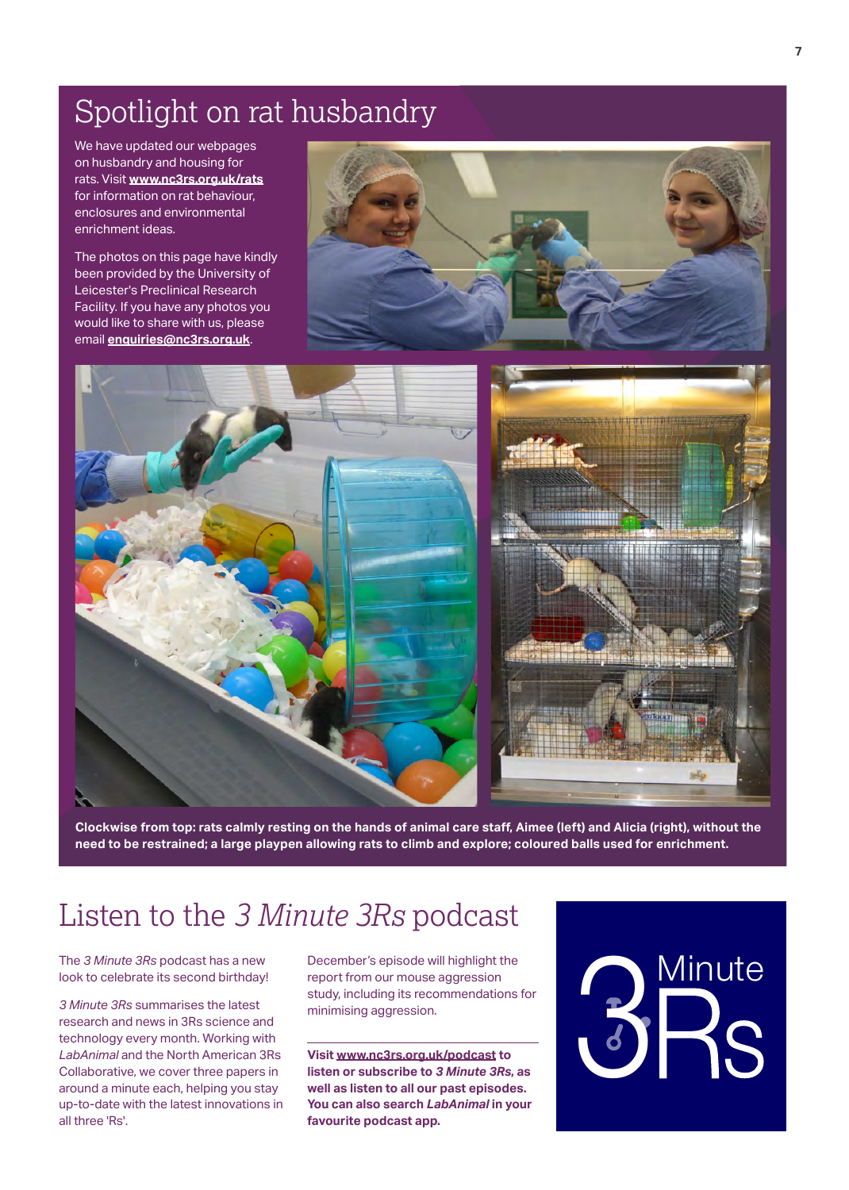# Spotlight on rat husbandry

We have updated our webpages on husbandry and housing for rats. Visit **www.nc3rs.org.uk/rats** for information on rat behaviour, enclosures and environmental enrichment ideas.

The photos on this page have kindly been provided by the University of Leicester's Preclinical Research Facility. If you have any photos you would like to share with us, please email **enquiries@nc3rs.org.uk**.

**Clockwise from top: rats calmly resting on the hands of animal care staff, Aimee (left) and Alicia (right), without the need to be restrained; a large playpen allowing rats to climb and explore; coloured balls used for enrichment.**

# Listen to the *3 Minute 3Rs* podcast

The *3 Minute 3Rs* podcast has a new look to celebrate its second birthday!

*3 Minute 3Rs* summarises the latest research and news in 3Rs science and technology every month. Working with *LabAnimal* and the North American 3Rs Collaborative, we cover three papers in around a minute each, helping you stay up-to-date with the latest innovations in all three 'Rs'.

December's episode will highlight the report from our mouse aggression study, including its recommendations for minimising aggression.

**Visit www.nc3rs.org.uk/podcast to listen or subscribe to *3 Minute 3Rs*, as well as listen to all our past episodes. You can also search *LabAnimal* in your favourite podcast app.**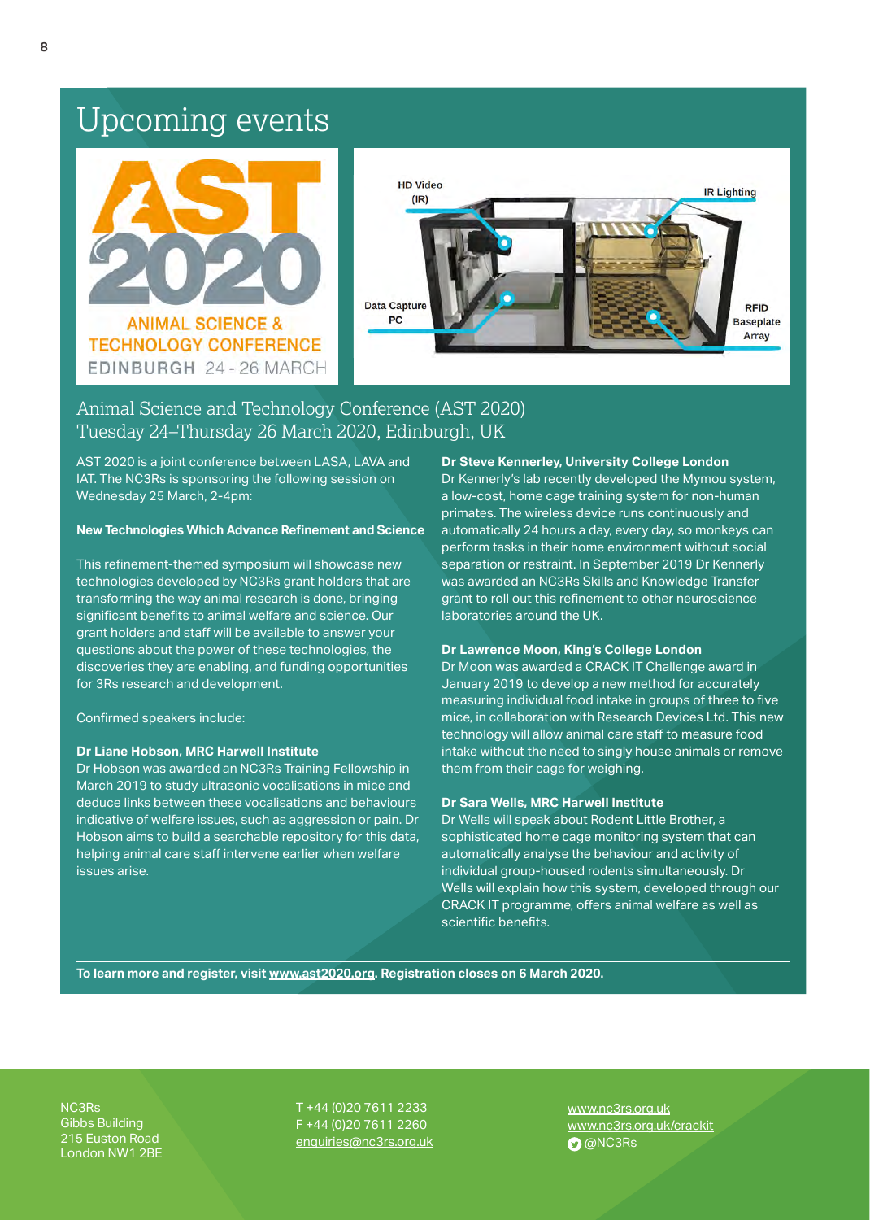# Upcoming events

ANIMAL SCIENCE & TECHNOLOGY CONFERENCE
EDINBURGH 24 - 26 MARCH

HD Video (IR)
IR Lighting
Data Capture PC
RFID Baseplate Array

## Animal Science and Technology Conference (AST 2020)
## Tuesday 24–Thursday 26 March 2020, Edinburgh, UK

AST 2020 is a joint conference between LASA, LAVA and IAT. The NC3Rs is sponsoring the following session on Wednesday 25 March, 2-4pm:

**New Technologies Which Advance Refinement and Science**

This refinement-themed symposium will showcase new technologies developed by NC3Rs grant holders that are transforming the way animal research is done, bringing significant benefits to animal welfare and science. Our grant holders and staff will be available to answer your questions about the power of these technologies, the discoveries they are enabling, and funding opportunities for 3Rs research and development.

Confirmed speakers include:

**Dr Liane Hobson, MRC Harwell Institute**
Dr Hobson was awarded an NC3Rs Training Fellowship in March 2019 to study ultrasonic vocalisations in mice and deduce links between these vocalisations and behaviours indicative of welfare issues, such as aggression or pain. Dr Hobson aims to build a searchable repository for this data, helping animal care staff intervene earlier when welfare issues arise.

**Dr Steve Kennerley, University College London**
Dr Kennerly's lab recently developed the Mymou system, a low-cost, home cage training system for non-human primates. The wireless device runs continuously and automatically 24 hours a day, every day, so monkeys can perform tasks in their home environment without social separation or restraint. In September 2019 Dr Kennerly was awarded an NC3Rs Skills and Knowledge Transfer grant to roll out this refinement to other neuroscience laboratories around the UK.

**Dr Lawrence Moon, King's College London**
Dr Moon was awarded a CRACK IT Challenge award in January 2019 to develop a new method for accurately measuring individual food intake in groups of three to five mice, in collaboration with Research Devices Ltd. This new technology will allow animal care staff to measure food intake without the need to singly house animals or remove them from their cage for weighing.

**Dr Sara Wells, MRC Harwell Institute**
Dr Wells will speak about Rodent Little Brother, a sophisticated home cage monitoring system that can automatically analyse the behaviour and activity of individual group-housed rodents simultaneously. Dr Wells will explain how this system, developed through our CRACK IT programme, offers animal welfare as well as scientific benefits.

**To learn more and register, visit www.ast2020.org. Registration closes on 6 March 2020.**

NC3Rs
Gibbs Building
215 Euston Road
London NW1 2BE

T +44 (0)20 7611 2233
F +44 (0)20 7611 2260
enquiries@nc3rs.org.uk

www.nc3rs.org.uk
www.nc3rs.org.uk/crackit
@NC3Rs